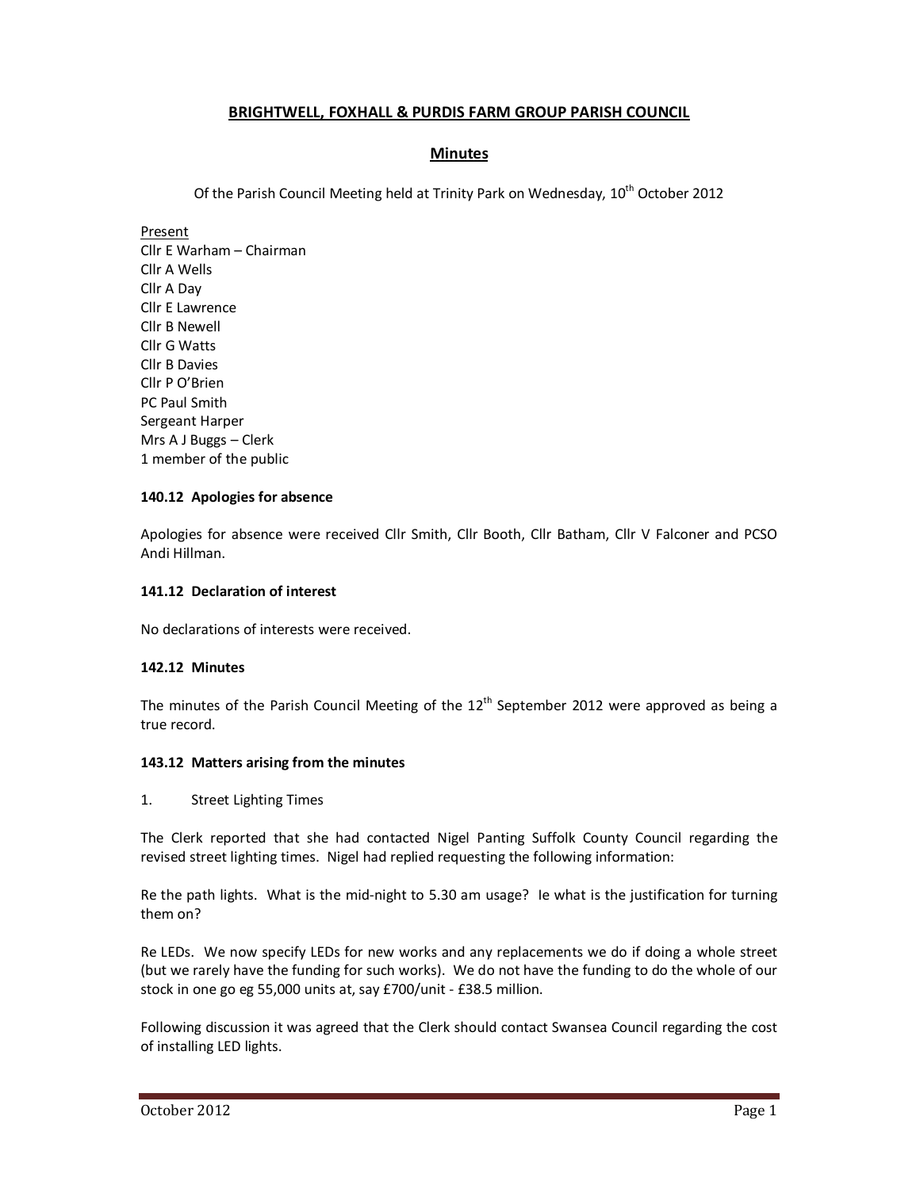# BRIGHTWELL, FOXHALL & PURDIS FARM GROUP PARISH COUNCIL

## Minutes

Of the Parish Council Meeting held at Trinity Park on Wednesday, 10th October 2012

Present
Cllr E Warham – Chairman
Cllr A Wells
Cllr A Day
Cllr E Lawrence
Cllr B Newell
Cllr G Watts
Cllr B Davies
Cllr P O'Brien
PC Paul Smith
Sergeant Harper
Mrs A J Buggs – Clerk
1 member of the public

### 140.12 Apologies for absence

Apologies for absence were received Cllr Smith, Cllr Booth, Cllr Batham, Cllr V Falconer and PCSO Andi Hillman.

### 141.12 Declaration of interest

No declarations of interests were received.

### 142.12 Minutes

The minutes of the Parish Council Meeting of the 12th September 2012 were approved as being a true record.

### 143.12 Matters arising from the minutes

1. Street Lighting Times

The Clerk reported that she had contacted Nigel Panting Suffolk County Council regarding the revised street lighting times. Nigel had replied requesting the following information:

Re the path lights. What is the mid-night to 5.30 am usage? Ie what is the justification for turning them on?

Re LEDs. We now specify LEDs for new works and any replacements we do if doing a whole street (but we rarely have the funding for such works). We do not have the funding to do the whole of our stock in one go eg 55,000 units at, say £700/unit - £38.5 million.

Following discussion it was agreed that the Clerk should contact Swansea Council regarding the cost of installing LED lights.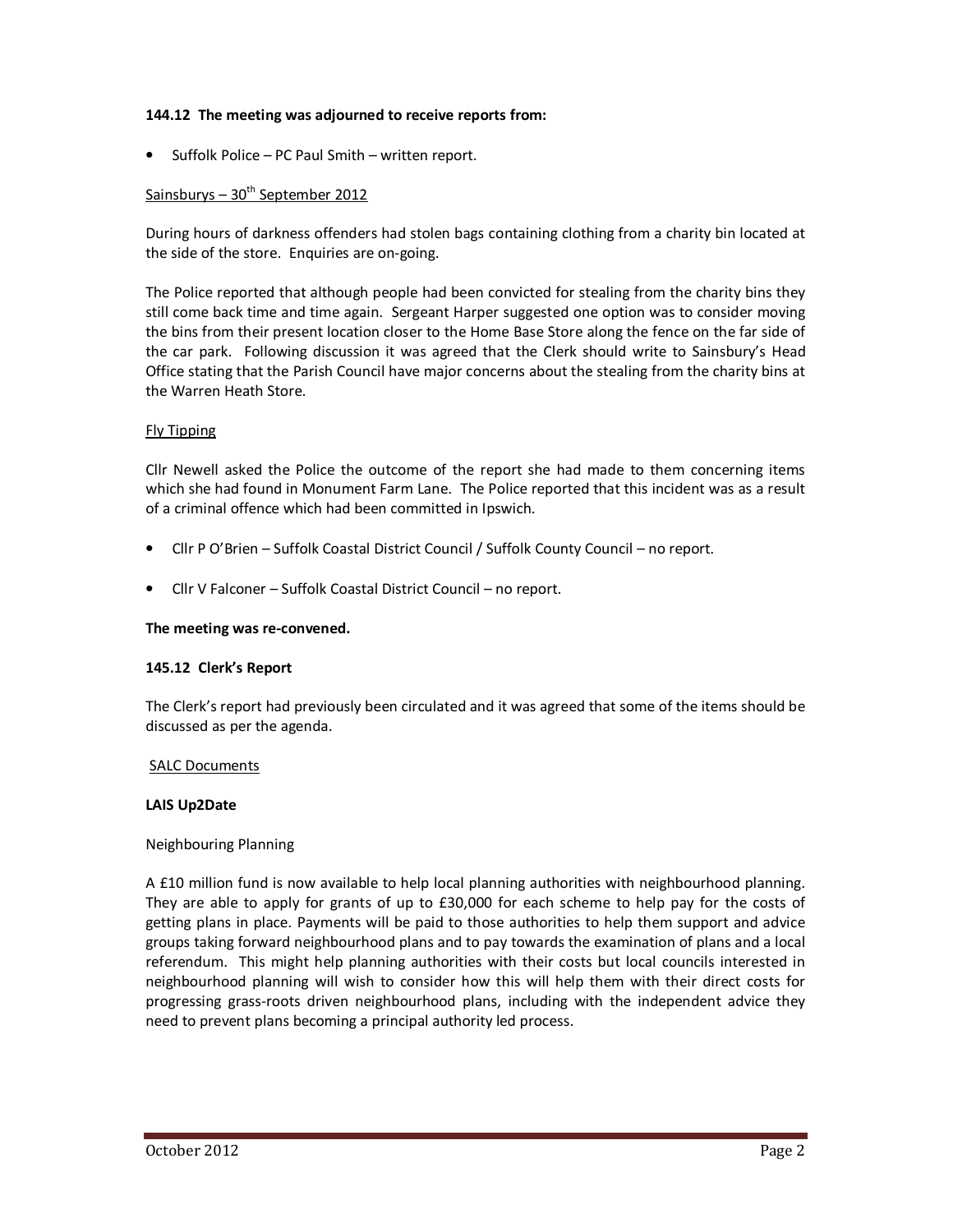**144.12 The meeting was adjourned to receive reports from:**

- Suffolk Police – PC Paul Smith – written report.

Sainsburys – 30th September 2012

During hours of darkness offenders had stolen bags containing clothing from a charity bin located at the side of the store. Enquiries are on-going.

The Police reported that although people had been convicted for stealing from the charity bins they still come back time and time again. Sergeant Harper suggested one option was to consider moving the bins from their present location closer to the Home Base Store along the fence on the far side of the car park. Following discussion it was agreed that the Clerk should write to Sainsbury's Head Office stating that the Parish Council have major concerns about the stealing from the charity bins at the Warren Heath Store.

Fly Tipping

Cllr Newell asked the Police the outcome of the report she had made to them concerning items which she had found in Monument Farm Lane. The Police reported that this incident was as a result of a criminal offence which had been committed in Ipswich.

- Cllr P O'Brien – Suffolk Coastal District Council / Suffolk County Council – no report.

- Cllr V Falconer – Suffolk Coastal District Council – no report.

**The meeting was re-convened.**

**145.12 Clerk's Report**

The Clerk's report had previously been circulated and it was agreed that some of the items should be discussed as per the agenda.

SALC Documents

**LAIS Up2Date**

Neighbouring Planning

A £10 million fund is now available to help local planning authorities with neighbourhood planning. They are able to apply for grants of up to £30,000 for each scheme to help pay for the costs of getting plans in place. Payments will be paid to those authorities to help them support and advice groups taking forward neighbourhood plans and to pay towards the examination of plans and a local referendum. This might help planning authorities with their costs but local councils interested in neighbourhood planning will wish to consider how this will help them with their direct costs for progressing grass-roots driven neighbourhood plans, including with the independent advice they need to prevent plans becoming a principal authority led process.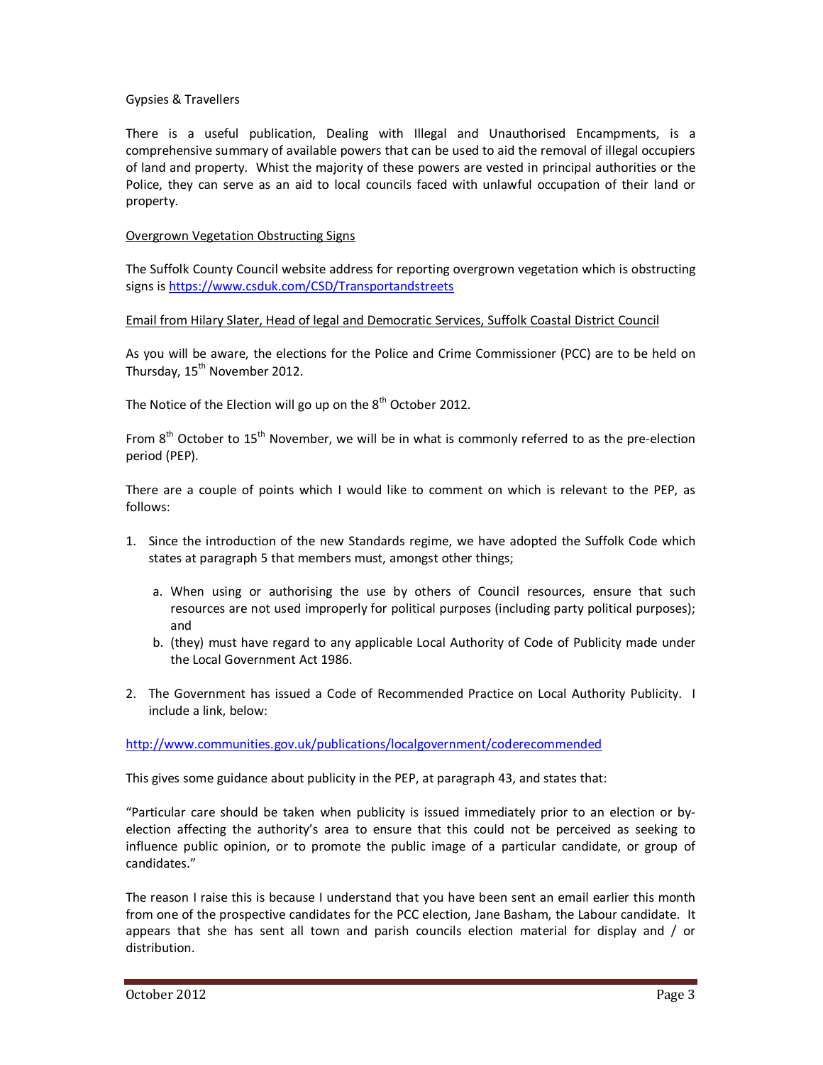Gypsies & Travellers

There is a useful publication, Dealing with Illegal and Unauthorised Encampments, is a comprehensive summary of available powers that can be used to aid the removal of illegal occupiers of land and property. Whilst the majority of these powers are vested in principal authorities or the Police, they can serve as an aid to local councils faced with unlawful occupation of their land or property.

<u>Overgrown Vegetation Obstructing Signs</u>

The Suffolk County Council website address for reporting overgrown vegetation which is obstructing signs is [https://www.csduk.com/CSD/Transportandstreets](https://www.csduk.com/CSD/Transportandstreets)

<u>Email from Hilary Slater, Head of legal and Democratic Services, Suffolk Coastal District Council</u>

As you will be aware, the elections for the Police and Crime Commissioner (PCC) are to be held on Thursday, 15th November 2012.

The Notice of the Election will go up on the 8th October 2012.

From 8th October to 15th November, we will be in what is commonly referred to as the pre-election period (PEP).

There are a couple of points which I would like to comment on which is relevant to the PEP, as follows:

1. Since the introduction of the new Standards regime, we have adopted the Suffolk Code which states at paragraph 5 that members must, amongst other things;

   a. When using or authorising the use by others of Council resources, ensure that such resources are not used improperly for political purposes (including party political purposes); and
   b. (they) must have regard to any applicable Local Authority of Code of Publicity made under the Local Government Act 1986.

2. The Government has issued a Code of Recommended Practice on Local Authority Publicity. I include a link, below:

[http://www.communities.gov.uk/publications/localgovernment/coderecommended](http://www.communities.gov.uk/publications/localgovernment/coderecommended)

This gives some guidance about publicity in the PEP, at paragraph 43, and states that:

"Particular care should be taken when publicity is issued immediately prior to an election or by-election affecting the authority's area to ensure that this could not be perceived as seeking to influence public opinion, or to promote the public image of a particular candidate, or group of candidates."

The reason I raise this is because I understand that you have been sent an email earlier this month from one of the prospective candidates for the PCC election, Jane Basham, the Labour candidate. It appears that she has sent all town and parish councils election material for display and / or distribution.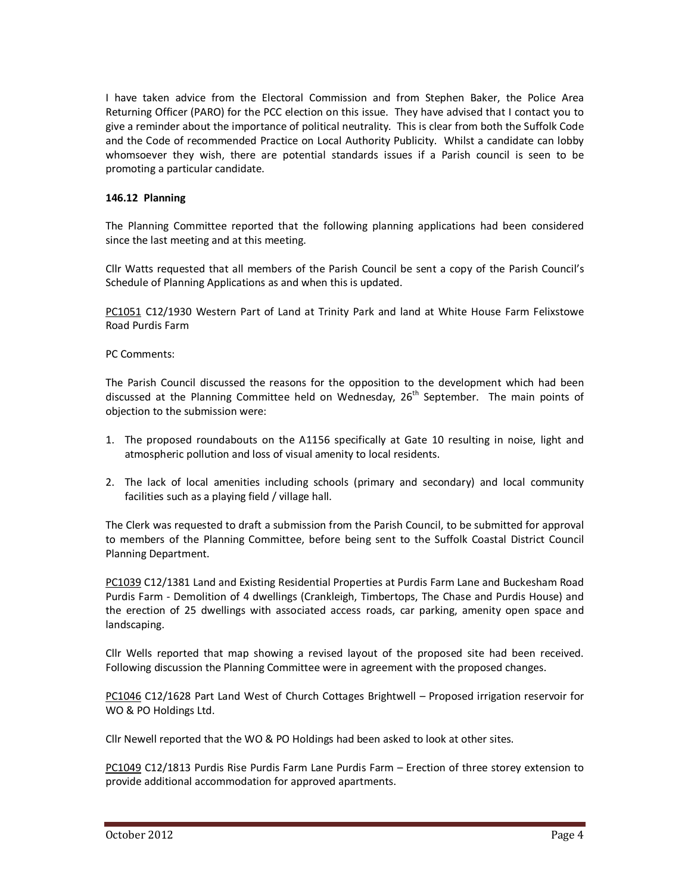I have taken advice from the Electoral Commission and from Stephen Baker, the Police Area Returning Officer (PARO) for the PCC election on this issue. They have advised that I contact you to give a reminder about the importance of political neutrality. This is clear from both the Suffolk Code and the Code of recommended Practice on Local Authority Publicity. Whilst a candidate can lobby whomsoever they wish, there are potential standards issues if a Parish council is seen to be promoting a particular candidate.

**146.12 Planning**

The Planning Committee reported that the following planning applications had been considered since the last meeting and at this meeting.

Cllr Watts requested that all members of the Parish Council be sent a copy of the Parish Council's Schedule of Planning Applications as and when this is updated.

PC1051 C12/1930 Western Part of Land at Trinity Park and land at White House Farm Felixstowe Road Purdis Farm

PC Comments:

The Parish Council discussed the reasons for the opposition to the development which had been discussed at the Planning Committee held on Wednesday, 26th September. The main points of objection to the submission were:

1. The proposed roundabouts on the A1156 specifically at Gate 10 resulting in noise, light and atmospheric pollution and loss of visual amenity to local residents.
2. The lack of local amenities including schools (primary and secondary) and local community facilities such as a playing field / village hall.

The Clerk was requested to draft a submission from the Parish Council, to be submitted for approval to members of the Planning Committee, before being sent to the Suffolk Coastal District Council Planning Department.

PC1039 C12/1381 Land and Existing Residential Properties at Purdis Farm Lane and Buckesham Road Purdis Farm - Demolition of 4 dwellings (Crankleigh, Timbertops, The Chase and Purdis House) and the erection of 25 dwellings with associated access roads, car parking, amenity open space and landscaping.

Cllr Wells reported that map showing a revised layout of the proposed site had been received. Following discussion the Planning Committee were in agreement with the proposed changes.

PC1046 C12/1628 Part Land West of Church Cottages Brightwell – Proposed irrigation reservoir for WO & PO Holdings Ltd.

Cllr Newell reported that the WO & PO Holdings had been asked to look at other sites.

PC1049 C12/1813 Purdis Rise Purdis Farm Lane Purdis Farm – Erection of three storey extension to provide additional accommodation for approved apartments.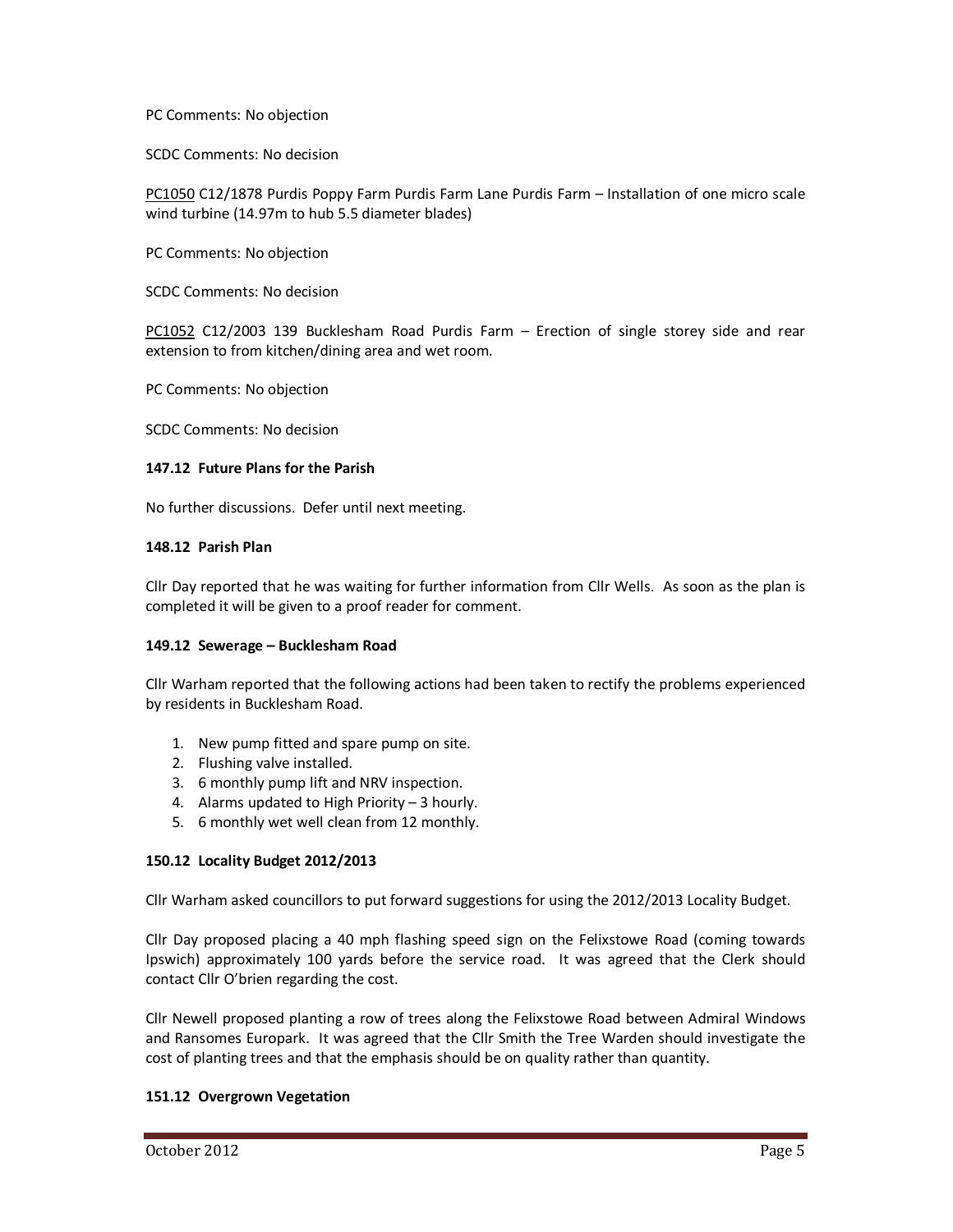PC Comments: No objection

SCDC Comments: No decision

PC1050 C12/1878 Purdis Poppy Farm Purdis Farm Lane Purdis Farm – Installation of one micro scale wind turbine (14.97m to hub 5.5 diameter blades)

PC Comments: No objection

SCDC Comments: No decision

PC1052 C12/2003 139 Bucklesham Road Purdis Farm – Erection of single storey side and rear extension to from kitchen/dining area and wet room.

PC Comments: No objection

SCDC Comments: No decision

**147.12 Future Plans for the Parish**

No further discussions. Defer until next meeting.

**148.12 Parish Plan**

Cllr Day reported that he was waiting for further information from Cllr Wells. As soon as the plan is completed it will be given to a proof reader for comment.

**149.12 Sewerage – Bucklesham Road**

Cllr Warham reported that the following actions had been taken to rectify the problems experienced by residents in Bucklesham Road.

1. New pump fitted and spare pump on site.
2. Flushing valve installed.
3. 6 monthly pump lift and NRV inspection.
4. Alarms updated to High Priority – 3 hourly.
5. 6 monthly wet well clean from 12 monthly.

**150.12 Locality Budget 2012/2013**

Cllr Warham asked councillors to put forward suggestions for using the 2012/2013 Locality Budget.

Cllr Day proposed placing a 40 mph flashing speed sign on the Felixstowe Road (coming towards Ipswich) approximately 100 yards before the service road. It was agreed that the Clerk should contact Cllr O'brien regarding the cost.

Cllr Newell proposed planting a row of trees along the Felixstowe Road between Admiral Windows and Ransomes Europark. It was agreed that the Cllr Smith the Tree Warden should investigate the cost of planting trees and that the emphasis should be on quality rather than quantity.

**151.12 Overgrown Vegetation**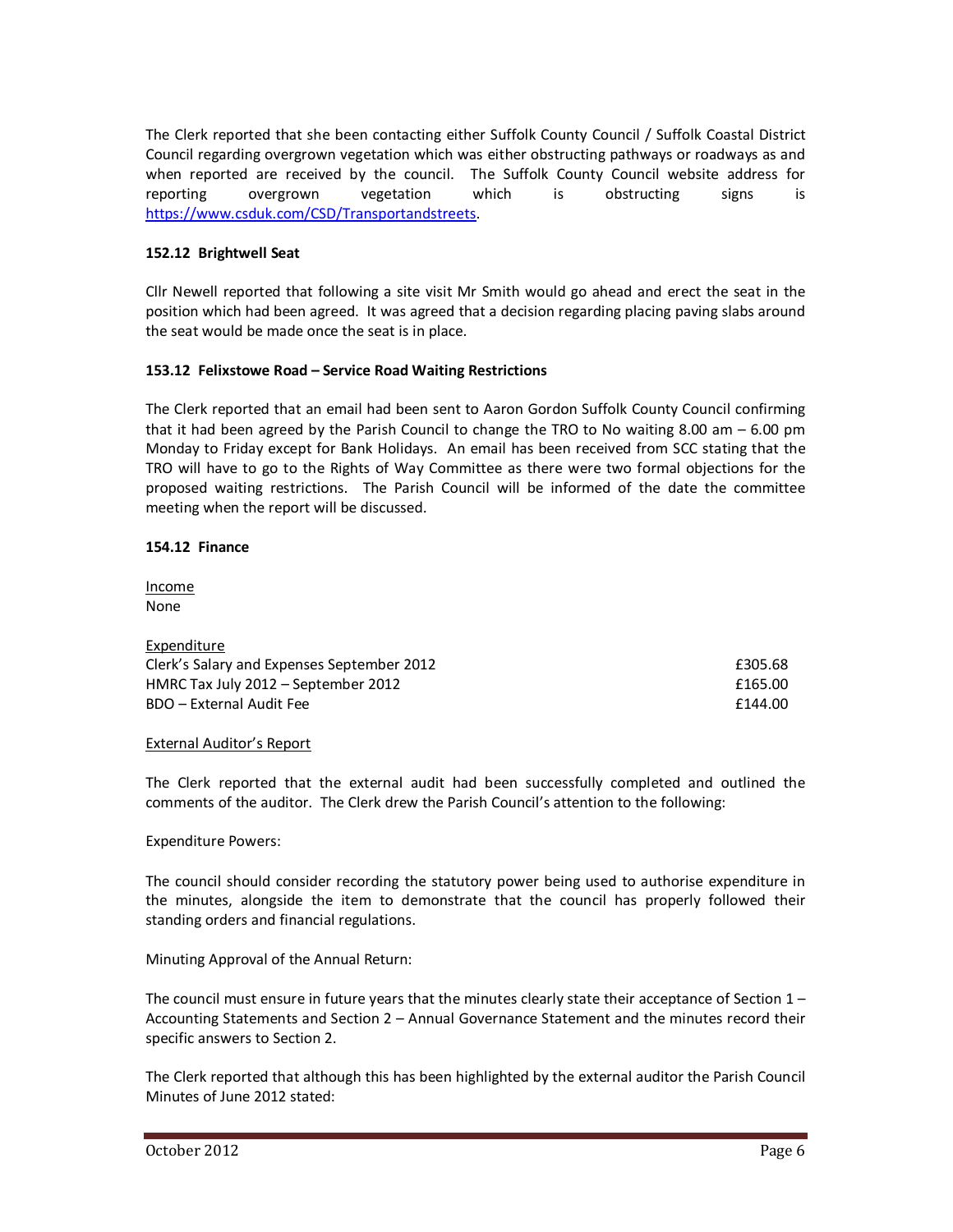The Clerk reported that she been contacting either Suffolk County Council / Suffolk Coastal District Council regarding overgrown vegetation which was either obstructing pathways or roadways as and when reported are received by the council. The Suffolk County Council website address for reporting overgrown vegetation which is obstructing signs is https://www.csduk.com/CSD/Transportandstreets.

**152.12 Brightwell Seat**

Cllr Newell reported that following a site visit Mr Smith would go ahead and erect the seat in the position which had been agreed. It was agreed that a decision regarding placing paving slabs around the seat would be made once the seat is in place.

**153.12 Felixstowe Road – Service Road Waiting Restrictions**

The Clerk reported that an email had been sent to Aaron Gordon Suffolk County Council confirming that it had been agreed by the Parish Council to change the TRO to No waiting 8.00 am – 6.00 pm Monday to Friday except for Bank Holidays. An email has been received from SCC stating that the TRO will have to go to the Rights of Way Committee as there were two formal objections for the proposed waiting restrictions. The Parish Council will be informed of the date the committee meeting when the report will be discussed.

**154.12 Finance**

Income
None

Expenditure

| | |
|---|---|
| Clerk's Salary and Expenses September 2012 | £305.68 |
| HMRC Tax July 2012 – September 2012 | £165.00 |
| BDO – External Audit Fee | £144.00 |

External Auditor's Report

The Clerk reported that the external audit had been successfully completed and outlined the comments of the auditor. The Clerk drew the Parish Council's attention to the following:

Expenditure Powers:

The council should consider recording the statutory power being used to authorise expenditure in the minutes, alongside the item to demonstrate that the council has properly followed their standing orders and financial regulations.

Minuting Approval of the Annual Return:

The council must ensure in future years that the minutes clearly state their acceptance of Section 1 – Accounting Statements and Section 2 – Annual Governance Statement and the minutes record their specific answers to Section 2.

The Clerk reported that although this has been highlighted by the external auditor the Parish Council Minutes of June 2012 stated: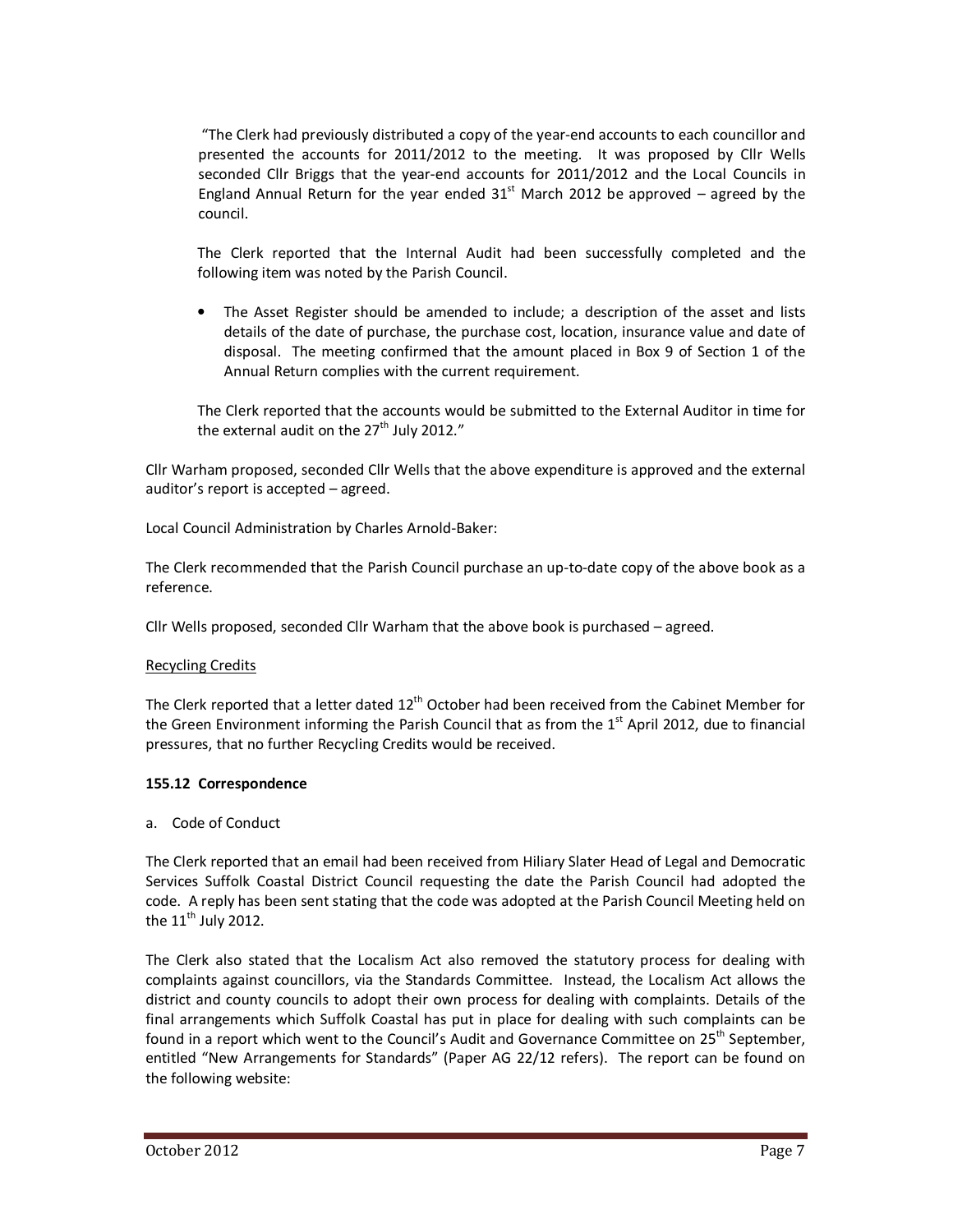> "The Clerk had previously distributed a copy of the year-end accounts to each councillor and presented the accounts for 2011/2012 to the meeting. It was proposed by Cllr Wells seconded Cllr Briggs that the year-end accounts for 2011/2012 and the Local Councils in England Annual Return for the year ended 31st March 2012 be approved – agreed by the council.
>
> The Clerk reported that the Internal Audit had been successfully completed and the following item was noted by the Parish Council.
>
> - The Asset Register should be amended to include; a description of the asset and lists details of the date of purchase, the purchase cost, location, insurance value and date of disposal. The meeting confirmed that the amount placed in Box 9 of Section 1 of the Annual Return complies with the current requirement.
>
> The Clerk reported that the accounts would be submitted to the External Auditor in time for the external audit on the 27th July 2012."

Cllr Warham proposed, seconded Cllr Wells that the above expenditure is approved and the external auditor's report is accepted – agreed.

Local Council Administration by Charles Arnold-Baker:

The Clerk recommended that the Parish Council purchase an up-to-date copy of the above book as a reference.

Cllr Wells proposed, seconded Cllr Warham that the above book is purchased – agreed.

<u>Recycling Credits</u>

The Clerk reported that a letter dated 12th October had been received from the Cabinet Member for the Green Environment informing the Parish Council that as from the 1st April 2012, due to financial pressures, that no further Recycling Credits would be received.

**155.12 Correspondence**

a. Code of Conduct

The Clerk reported that an email had been received from Hiliary Slater Head of Legal and Democratic Services Suffolk Coastal District Council requesting the date the Parish Council had adopted the code. A reply has been sent stating that the code was adopted at the Parish Council Meeting held on the 11th July 2012.

The Clerk also stated that the Localism Act also removed the statutory process for dealing with complaints against councillors, via the Standards Committee. Instead, the Localism Act allows the district and county councils to adopt their own process for dealing with complaints. Details of the final arrangements which Suffolk Coastal has put in place for dealing with such complaints can be found in a report which went to the Council's Audit and Governance Committee on 25th September, entitled "New Arrangements for Standards" (Paper AG 22/12 refers). The report can be found on the following website: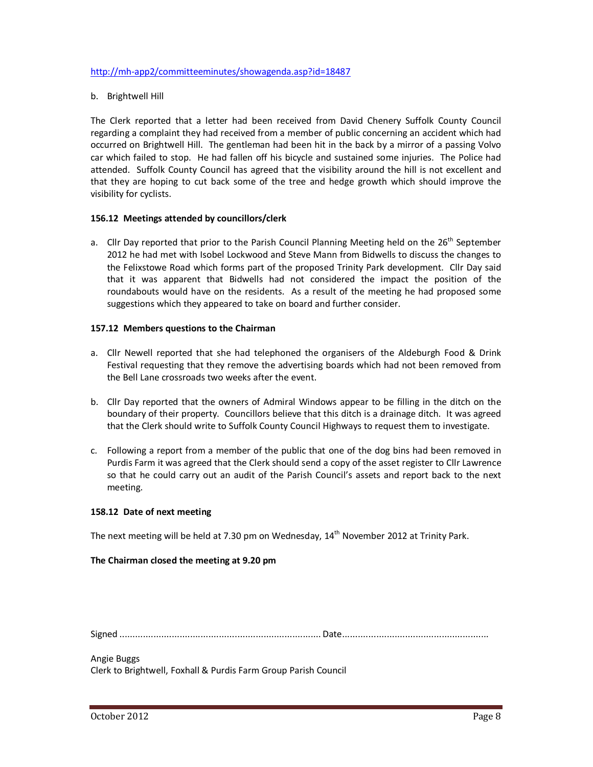http://mh-app2/committeeminutes/showagenda.asp?id=18487

b. Brightwell Hill

The Clerk reported that a letter had been received from David Chenery Suffolk County Council regarding a complaint they had received from a member of public concerning an accident which had occurred on Brightwell Hill. The gentleman had been hit in the back by a mirror of a passing Volvo car which failed to stop. He had fallen off his bicycle and sustained some injuries. The Police had attended. Suffolk County Council has agreed that the visibility around the hill is not excellent and that they are hoping to cut back some of the tree and hedge growth which should improve the visibility for cyclists.

**156.12 Meetings attended by councillors/clerk**

a. Cllr Day reported that prior to the Parish Council Planning Meeting held on the 26th September 2012 he had met with Isobel Lockwood and Steve Mann from Bidwells to discuss the changes to the Felixstowe Road which forms part of the proposed Trinity Park development. Cllr Day said that it was apparent that Bidwells had not considered the impact the position of the roundabouts would have on the residents. As a result of the meeting he had proposed some suggestions which they appeared to take on board and further consider.

**157.12 Members questions to the Chairman**

a. Cllr Newell reported that she had telephoned the organisers of the Aldeburgh Food & Drink Festival requesting that they remove the advertising boards which had not been removed from the Bell Lane crossroads two weeks after the event.

b. Cllr Day reported that the owners of Admiral Windows appear to be filling in the ditch on the boundary of their property. Councillors believe that this ditch is a drainage ditch. It was agreed that the Clerk should write to Suffolk County Council Highways to request them to investigate.

c. Following a report from a member of the public that one of the dog bins had been removed in Purdis Farm it was agreed that the Clerk should send a copy of the asset register to Cllr Lawrence so that he could carry out an audit of the Parish Council's assets and report back to the next meeting.

**158.12 Date of next meeting**

The next meeting will be held at 7.30 pm on Wednesday, 14th November 2012 at Trinity Park.

**The Chairman closed the meeting at 9.20 pm**

Signed ............................................................................ Date.......................................................

Angie Buggs
Clerk to Brightwell, Foxhall & Purdis Farm Group Parish Council